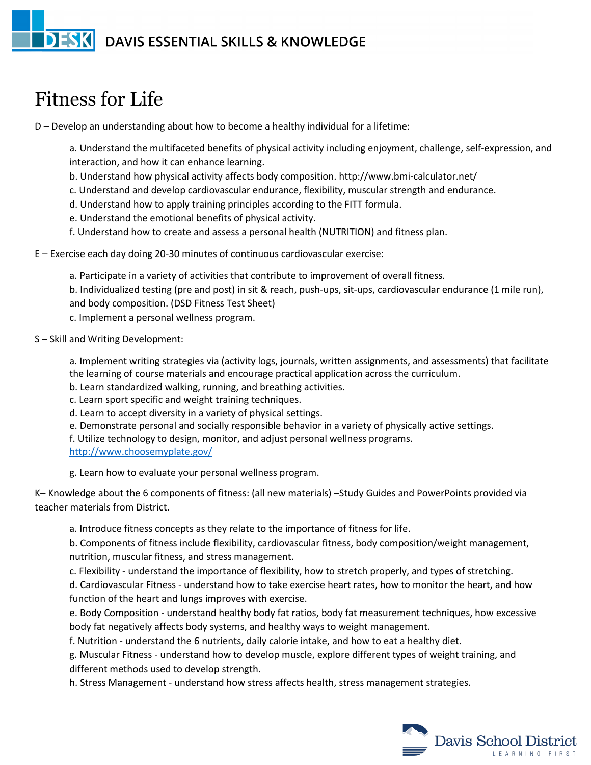DAVIS ESSENTIAL SKILLS & KNOWLEDGE

# Fitness for Life

D – Develop an understanding about how to become a healthy individual for a lifetime:

a. Understand the multifaceted benefits of physical activity including enjoyment, challenge, self-expression, and interaction, and how it can enhance learning.
b. Understand how physical activity affects body composition. http://www.bmi-calculator.net/
c. Understand and develop cardiovascular endurance, flexibility, muscular strength and endurance.
d. Understand how to apply training principles according to the FITT formula.
e. Understand the emotional benefits of physical activity.
f. Understand how to create and assess a personal health (NUTRITION) and fitness plan.

E – Exercise each day doing 20-30 minutes of continuous cardiovascular exercise:

a. Participate in a variety of activities that contribute to improvement of overall fitness.
b. Individualized testing (pre and post) in sit & reach, push-ups, sit-ups, cardiovascular endurance (1 mile run), and body composition. (DSD Fitness Test Sheet)
c. Implement a personal wellness program.

S – Skill and Writing Development:

a. Implement writing strategies via (activity logs, journals, written assignments, and assessments) that facilitate the learning of course materials and encourage practical application across the curriculum.
b. Learn standardized walking, running, and breathing activities.
c. Learn sport specific and weight training techniques.
d. Learn to accept diversity in a variety of physical settings.
e. Demonstrate personal and socially responsible behavior in a variety of physically active settings.
f. Utilize technology to design, monitor, and adjust personal wellness programs. http://www.choosemyplate.gov/

g. Learn how to evaluate your personal wellness program.

K– Knowledge about the 6 components of fitness: (all new materials) –Study Guides and PowerPoints provided via teacher materials from District.

a. Introduce fitness concepts as they relate to the importance of fitness for life.
b. Components of fitness include flexibility, cardiovascular fitness, body composition/weight management, nutrition, muscular fitness, and stress management.
c. Flexibility - understand the importance of flexibility, how to stretch properly, and types of stretching.
d. Cardiovascular Fitness - understand how to take exercise heart rates, how to monitor the heart, and how function of the heart and lungs improves with exercise.
e. Body Composition - understand healthy body fat ratios, body fat measurement techniques, how excessive body fat negatively affects body systems, and healthy ways to weight management.
f. Nutrition - understand the 6 nutrients, daily calorie intake, and how to eat a healthy diet.
g. Muscular Fitness - understand how to develop muscle, explore different types of weight training, and different methods used to develop strength.
h. Stress Management - understand how stress affects health, stress management strategies.